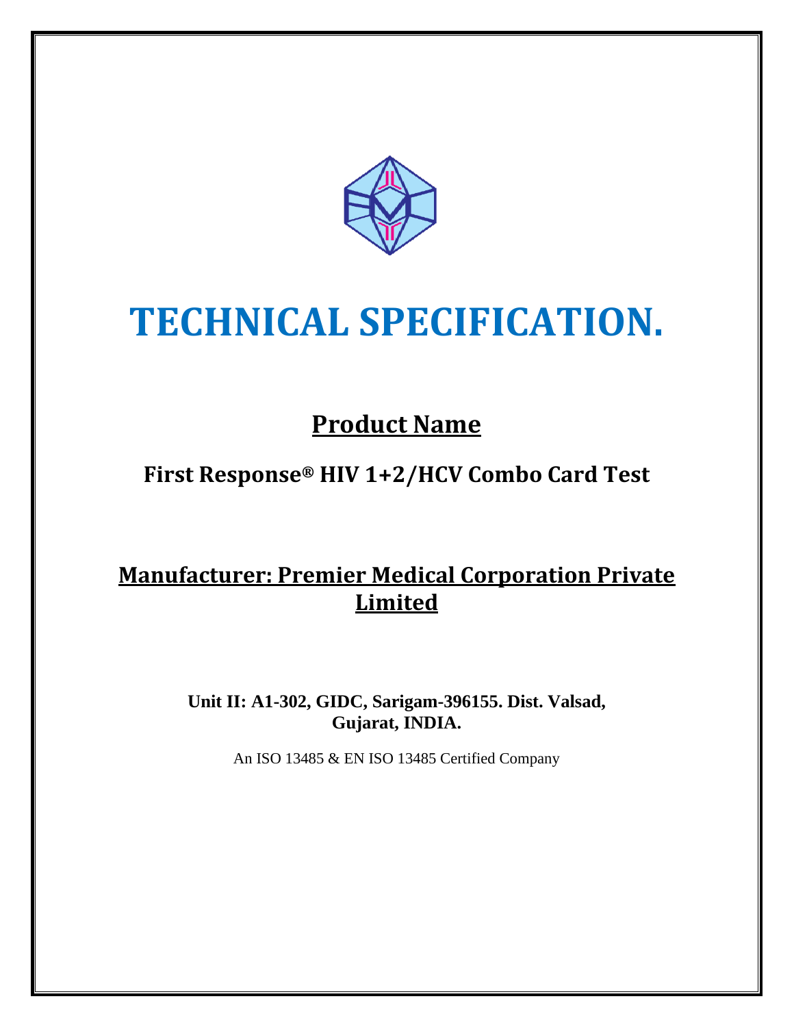# TECHNICAL SPECIFICATION.

## Product Name

### First Response® HIV 1+2/HCV Combo Card Test

## Manufacturer: Premier Medical Corporation Private Limited

**Unit II: A1-302, GIDC, Sarigam-396155. Dist. Valsad, Gujarat, INDIA.**

An ISO 13485 & EN ISO 13485 Certified Company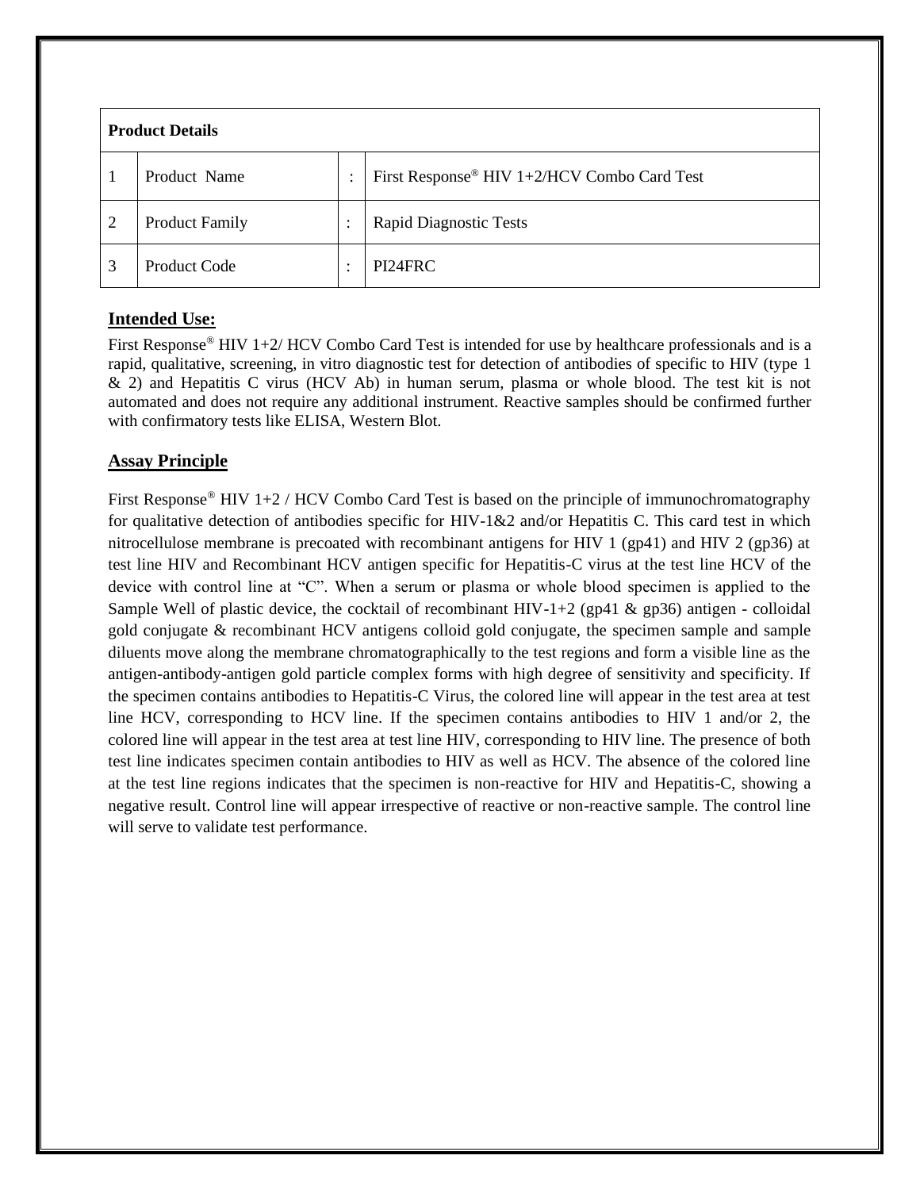| Product Details | | | |
|---|---|---|---|
| 1 | Product Name | : | First Response® HIV 1+2/HCV Combo Card Test |
| 2 | Product Family | : | Rapid Diagnostic Tests |
| 3 | Product Code | : | PI24FRC |

## Intended Use:

First Response® HIV 1+2/ HCV Combo Card Test is intended for use by healthcare professionals and is a rapid, qualitative, screening, in vitro diagnostic test for detection of antibodies of specific to HIV (type 1 & 2) and Hepatitis C virus (HCV Ab) in human serum, plasma or whole blood. The test kit is not automated and does not require any additional instrument. Reactive samples should be confirmed further with confirmatory tests like ELISA, Western Blot.

## Assay Principle

First Response® HIV 1+2 / HCV Combo Card Test is based on the principle of immunochromatography for qualitative detection of antibodies specific for HIV-1&2 and/or Hepatitis C. This card test in which nitrocellulose membrane is precoated with recombinant antigens for HIV 1 (gp41) and HIV 2 (gp36) at test line HIV and Recombinant HCV antigen specific for Hepatitis-C virus at the test line HCV of the device with control line at "C". When a serum or plasma or whole blood specimen is applied to the Sample Well of plastic device, the cocktail of recombinant HIV-1+2 (gp41 & gp36) antigen - colloidal gold conjugate & recombinant HCV antigens colloid gold conjugate, the specimen sample and sample diluents move along the membrane chromatographically to the test regions and form a visible line as the antigen-antibody-antigen gold particle complex forms with high degree of sensitivity and specificity. If the specimen contains antibodies to Hepatitis-C Virus, the colored line will appear in the test area at test line HCV, corresponding to HCV line. If the specimen contains antibodies to HIV 1 and/or 2, the colored line will appear in the test area at test line HIV, corresponding to HIV line. The presence of both test line indicates specimen contain antibodies to HIV as well as HCV. The absence of the colored line at the test line regions indicates that the specimen is non-reactive for HIV and Hepatitis-C, showing a negative result. Control line will appear irrespective of reactive or non-reactive sample. The control line will serve to validate test performance.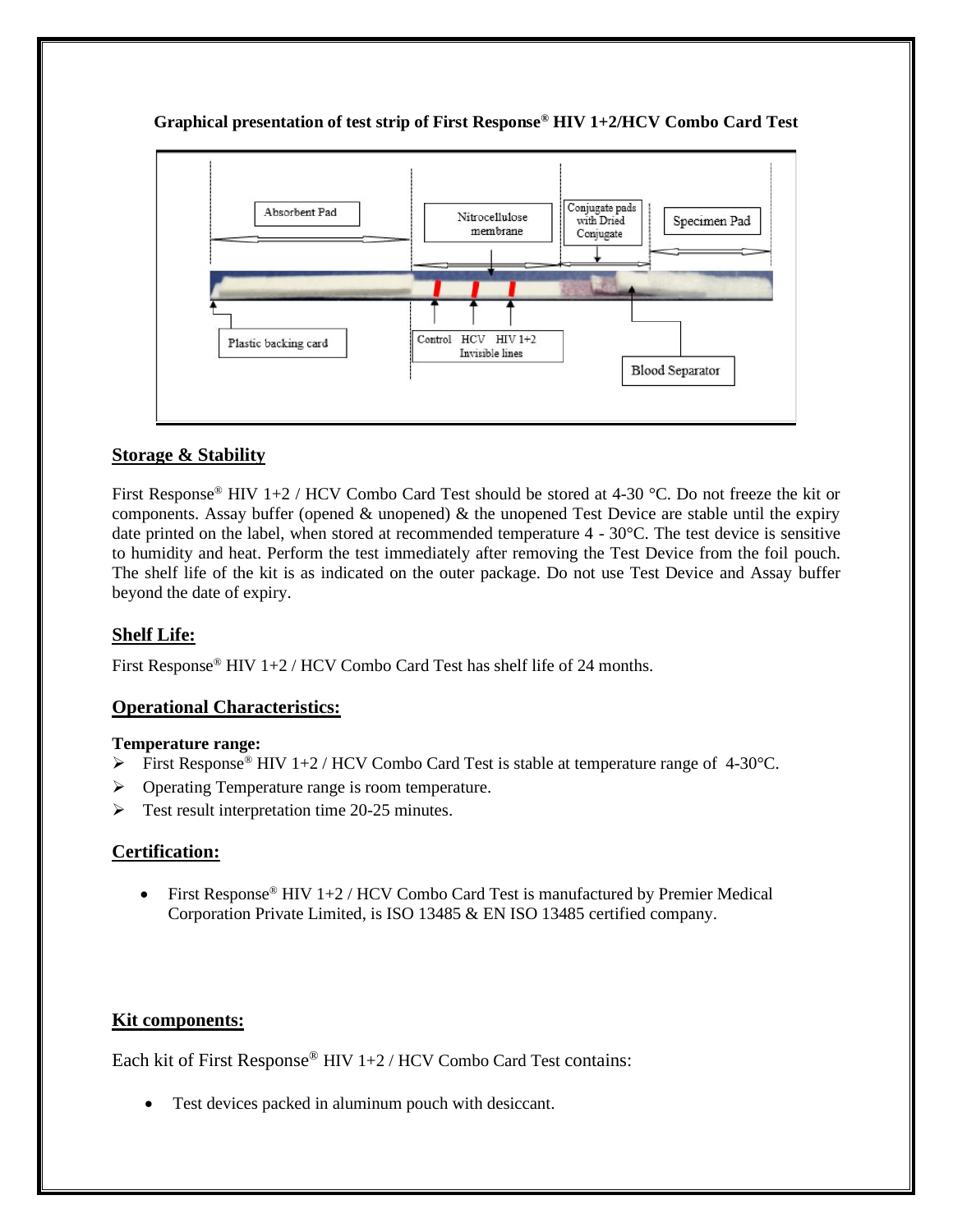**Graphical presentation of test strip of First Response® HIV 1+2/HCV Combo Card Test**

Absorbent Pad

Nitrocellulose membrane

Conjugate pads with Dried Conjugate

Specimen Pad

Plastic backing card

Control HCV HIV 1+2 Invisible lines

Blood Separator

## Storage & Stability

First Response® HIV 1+2 / HCV Combo Card Test should be stored at 4-30 °C. Do not freeze the kit or components. Assay buffer (opened & unopened) & the unopened Test Device are stable until the expiry date printed on the label, when stored at recommended temperature 4 - 30°C. The test device is sensitive to humidity and heat. Perform the test immediately after removing the Test Device from the foil pouch. The shelf life of the kit is as indicated on the outer package. Do not use Test Device and Assay buffer beyond the date of expiry.

## Shelf Life:

First Response® HIV 1+2 / HCV Combo Card Test has shelf life of 24 months.

## Operational Characteristics:

**Temperature range:**

- First Response® HIV 1+2 / HCV Combo Card Test is stable at temperature range of 4-30°C.
- Operating Temperature range is room temperature.
- Test result interpretation time 20-25 minutes.

## Certification:

- First Response® HIV 1+2 / HCV Combo Card Test is manufactured by Premier Medical Corporation Private Limited, is ISO 13485 & EN ISO 13485 certified company.

## Kit components:

Each kit of First Response® HIV 1+2 / HCV Combo Card Test contains:

- Test devices packed in aluminum pouch with desiccant.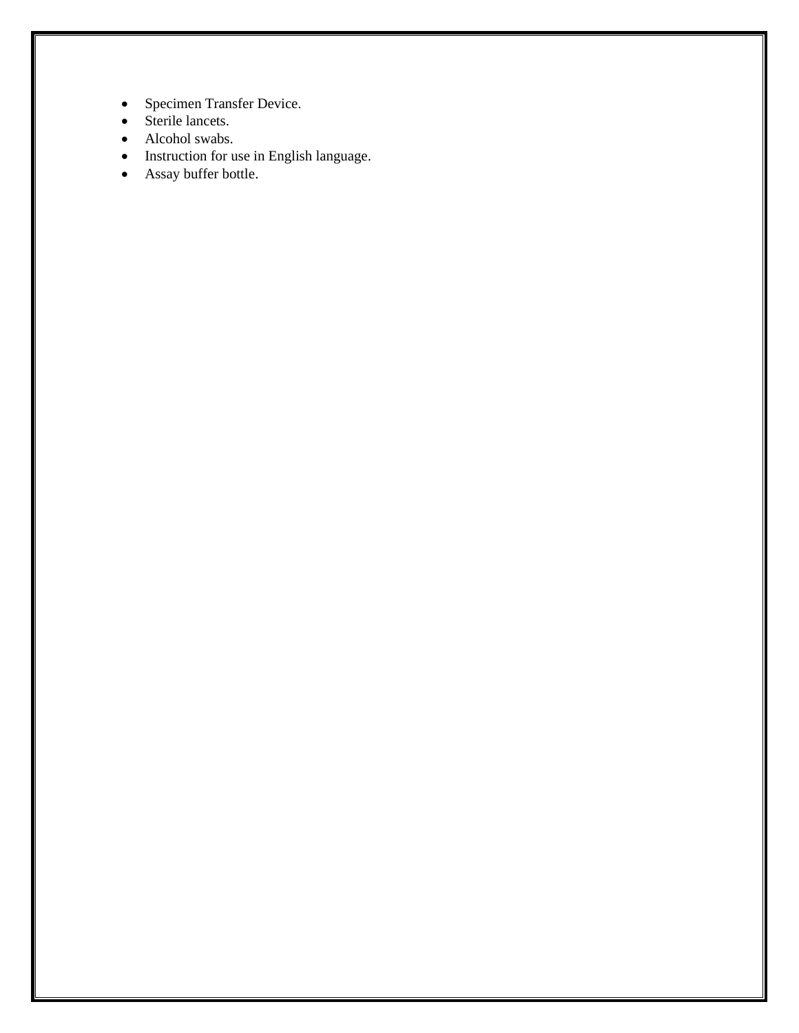- Specimen Transfer Device.
- Sterile lancets.
- Alcohol swabs.
- Instruction for use in English language.
- Assay buffer bottle.